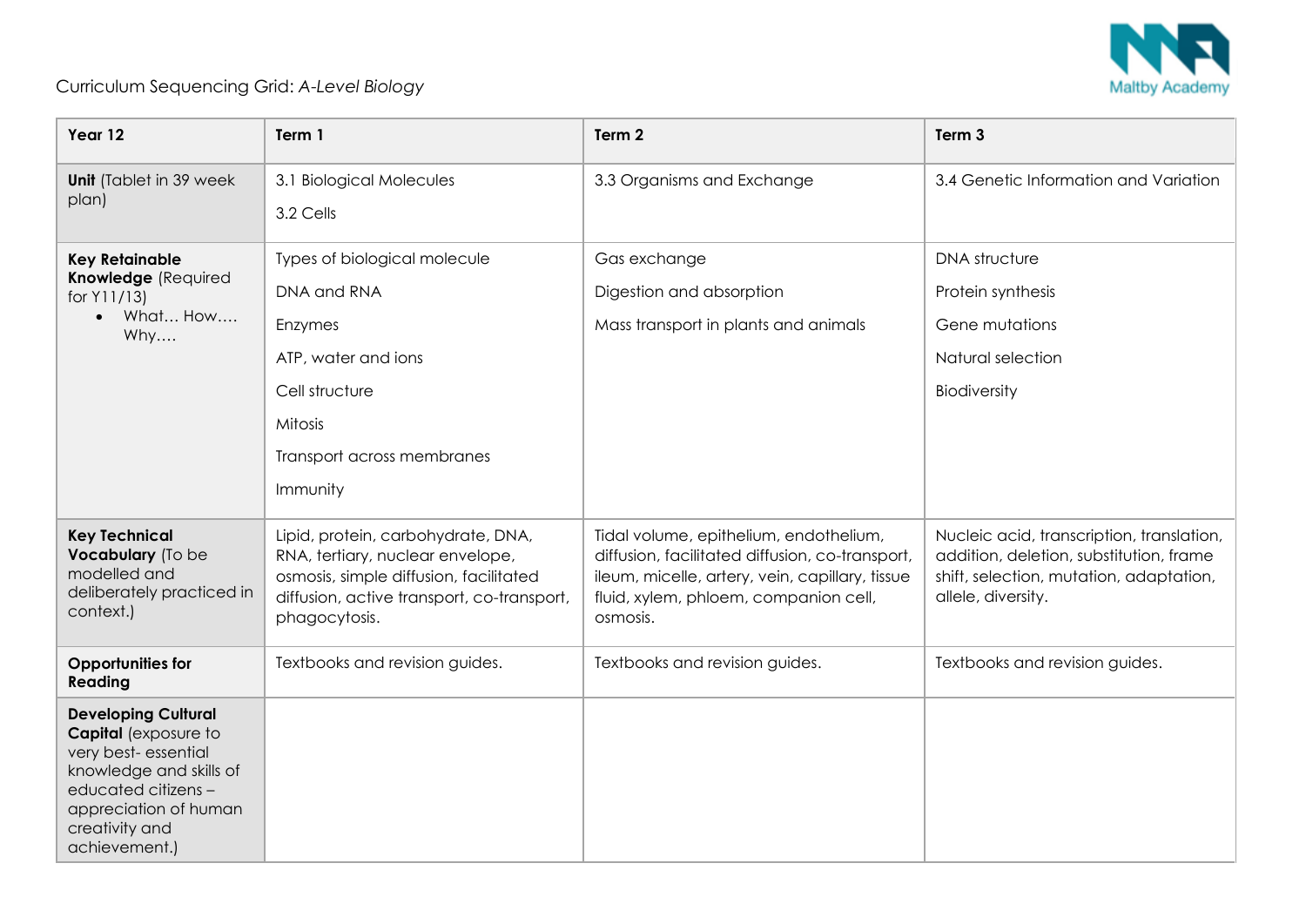Curriculum Sequencing Grid: *A-Level Biology*

| **Year 12** | **Term 1** | **Term 2** | **Term 3** |
|---|---|---|---|
| **Unit** (Tablet in 39 week plan) | 3.1 Biological Molecules<br>3.2 Cells | 3.3 Organisms and Exchange | 3.4 Genetic Information and Variation |
| **Key Retainable Knowledge** (Required for Y11/13)<br>• What… How…. Why…. | Types of biological molecule<br>DNA and RNA<br>Enzymes<br>ATP, water and ions<br>Cell structure<br>Mitosis<br>Transport across membranes<br>Immunity | Gas exchange<br>Digestion and absorption<br>Mass transport in plants and animals | DNA structure<br>Protein synthesis<br>Gene mutations<br>Natural selection<br>Biodiversity |
| **Key Technical Vocabulary** (To be modelled and deliberately practiced in context.) | Lipid, protein, carbohydrate, DNA, RNA, tertiary, nuclear envelope, osmosis, simple diffusion, facilitated diffusion, active transport, co-transport, phagocytosis. | Tidal volume, epithelium, endothelium, diffusion, facilitated diffusion, co-transport, ileum, micelle, artery, vein, capillary, tissue fluid, xylem, phloem, companion cell, osmosis. | Nucleic acid, transcription, translation, addition, deletion, substitution, frame shift, selection, mutation, adaptation, allele, diversity. |
| **Opportunities for Reading** | Textbooks and revision guides. | Textbooks and revision guides. | Textbooks and revision guides. |
| **Developing Cultural Capital** (exposure to very best- essential knowledge and skills of educated citizens – appreciation of human creativity and achievement.) | | | |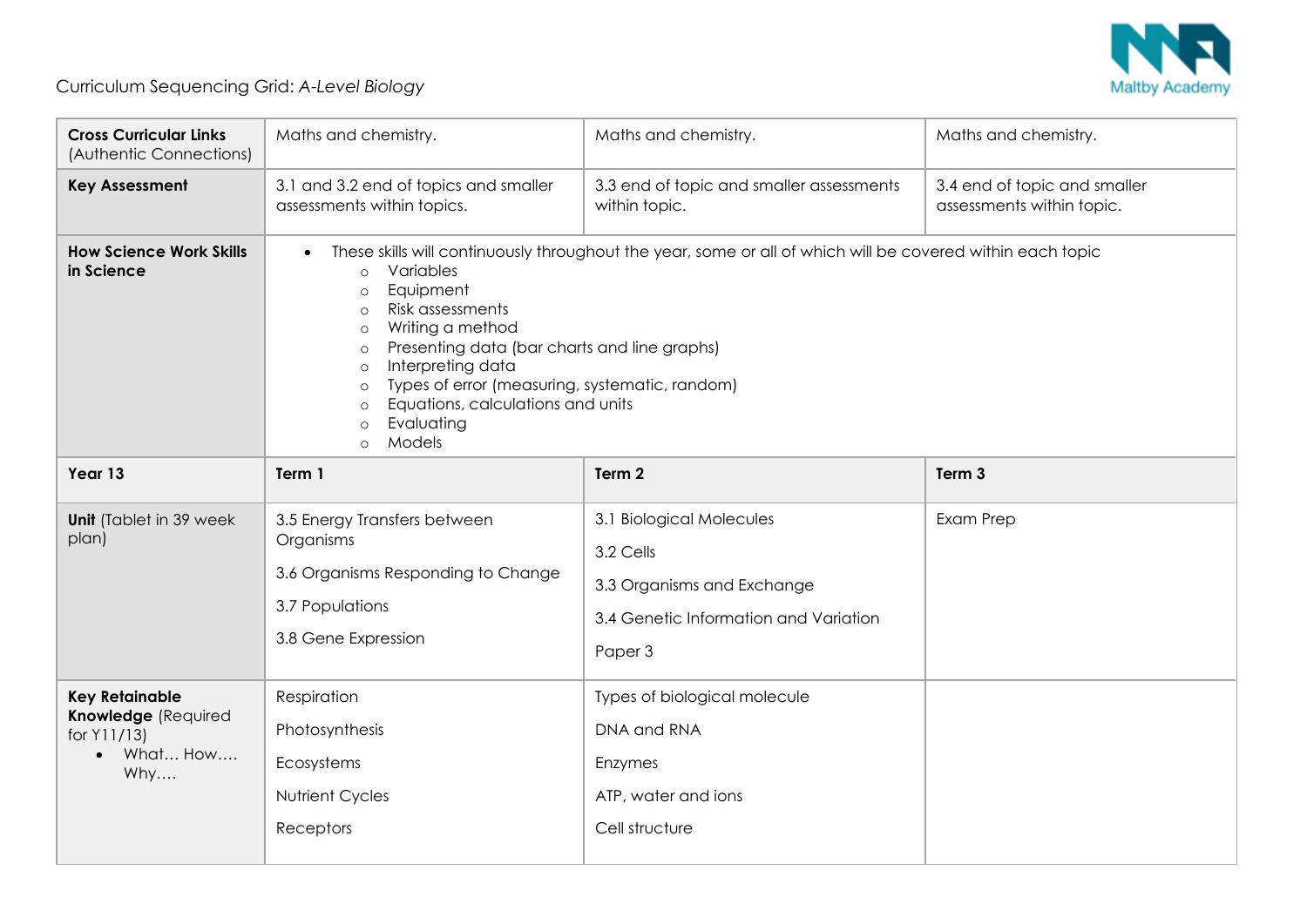Curriculum Sequencing Grid: *A-Level Biology*

| **Cross Curricular Links** (Authentic Connections) | Maths and chemistry. | Maths and chemistry. | Maths and chemistry. |
|---|---|---|---|
| **Key Assessment** | 3.1 and 3.2 end of topics and smaller assessments within topics. | 3.3 end of topic and smaller assessments within topic. | 3.4 end of topic and smaller assessments within topic. |
| **How Science Work Skills in Science** | • These skills will continuously throughout the year, some or all of which will be covered within each topic<br>○ Variables<br>○ Equipment<br>○ Risk assessments<br>○ Writing a method<br>○ Presenting data (bar charts and line graphs)<br>○ Interpreting data<br>○ Types of error (measuring, systematic, random)<br>○ Equations, calculations and units<br>○ Evaluating<br>○ Models | | |
| **Year 13** | **Term 1** | **Term 2** | **Term 3** |
| **Unit** (Tablet in 39 week plan) | 3.5 Energy Transfers between Organisms<br>3.6 Organisms Responding to Change<br>3.7 Populations<br>3.8 Gene Expression | 3.1 Biological Molecules<br>3.2 Cells<br>3.3 Organisms and Exchange<br>3.4 Genetic Information and Variation<br>Paper 3 | Exam Prep |
| **Key Retainable Knowledge** (Required for Y11/13)<br>• What… How…. Why…. | Respiration<br>Photosynthesis<br>Ecosystems<br>Nutrient Cycles<br>Receptors | Types of biological molecule<br>DNA and RNA<br>Enzymes<br>ATP, water and ions<br>Cell structure | |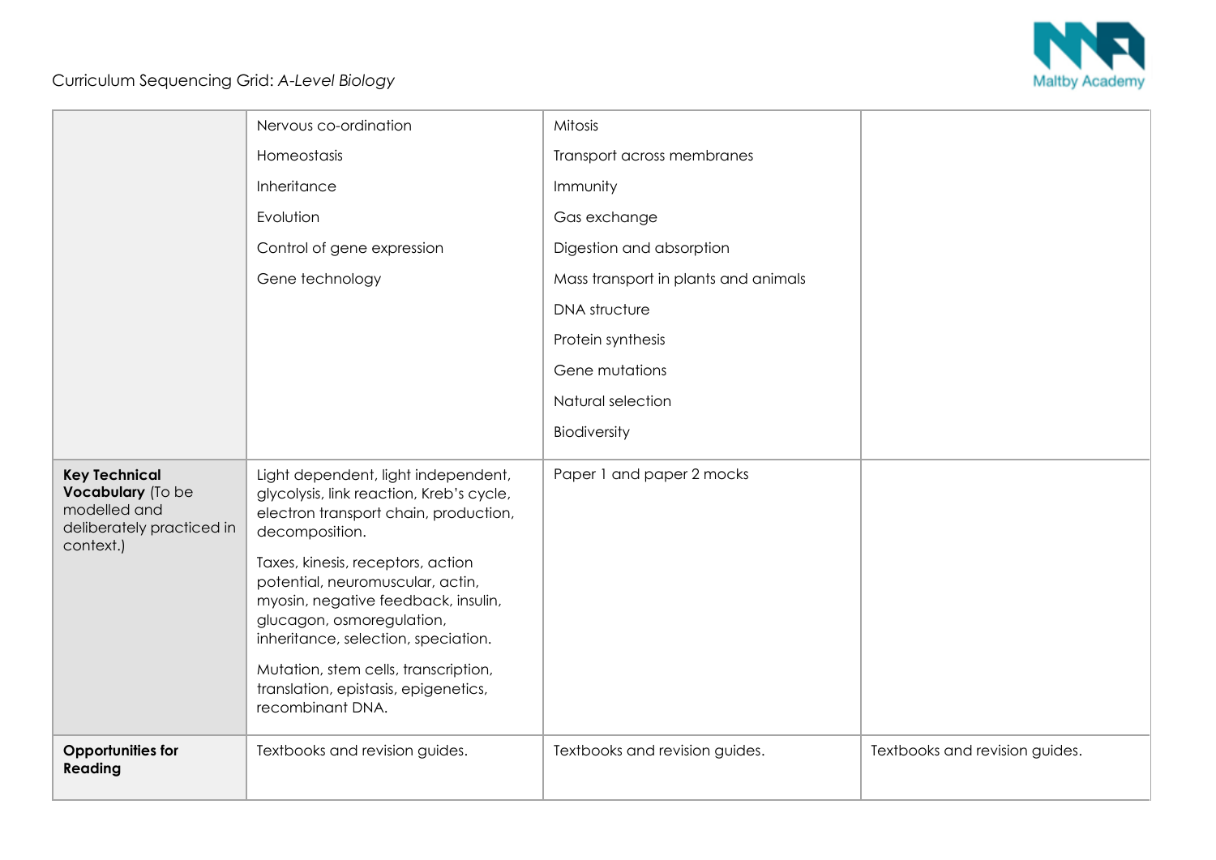Curriculum Sequencing Grid: *A-Level Biology*

| | | | |
|---|---|---|---|
| | Nervous co-ordination<br><br>Homeostasis<br><br>Inheritance<br><br>Evolution<br><br>Control of gene expression<br><br>Gene technology | Mitosis<br><br>Transport across membranes<br><br>Immunity<br><br>Gas exchange<br><br>Digestion and absorption<br><br>Mass transport in plants and animals<br><br>DNA structure<br><br>Protein synthesis<br><br>Gene mutations<br><br>Natural selection<br><br>Biodiversity | |
| **Key Technical Vocabulary** (To be modelled and deliberately practiced in context.) | Light dependent, light independent, glycolysis, link reaction, Kreb's cycle, electron transport chain, production, decomposition.<br><br>Taxes, kinesis, receptors, action potential, neuromuscular, actin, myosin, negative feedback, insulin, glucagon, osmoregulation, inheritance, selection, speciation.<br><br>Mutation, stem cells, transcription, translation, epistasis, epigenetics, recombinant DNA. | Paper 1 and paper 2 mocks | |
| **Opportunities for Reading** | Textbooks and revision guides. | Textbooks and revision guides. | Textbooks and revision guides. |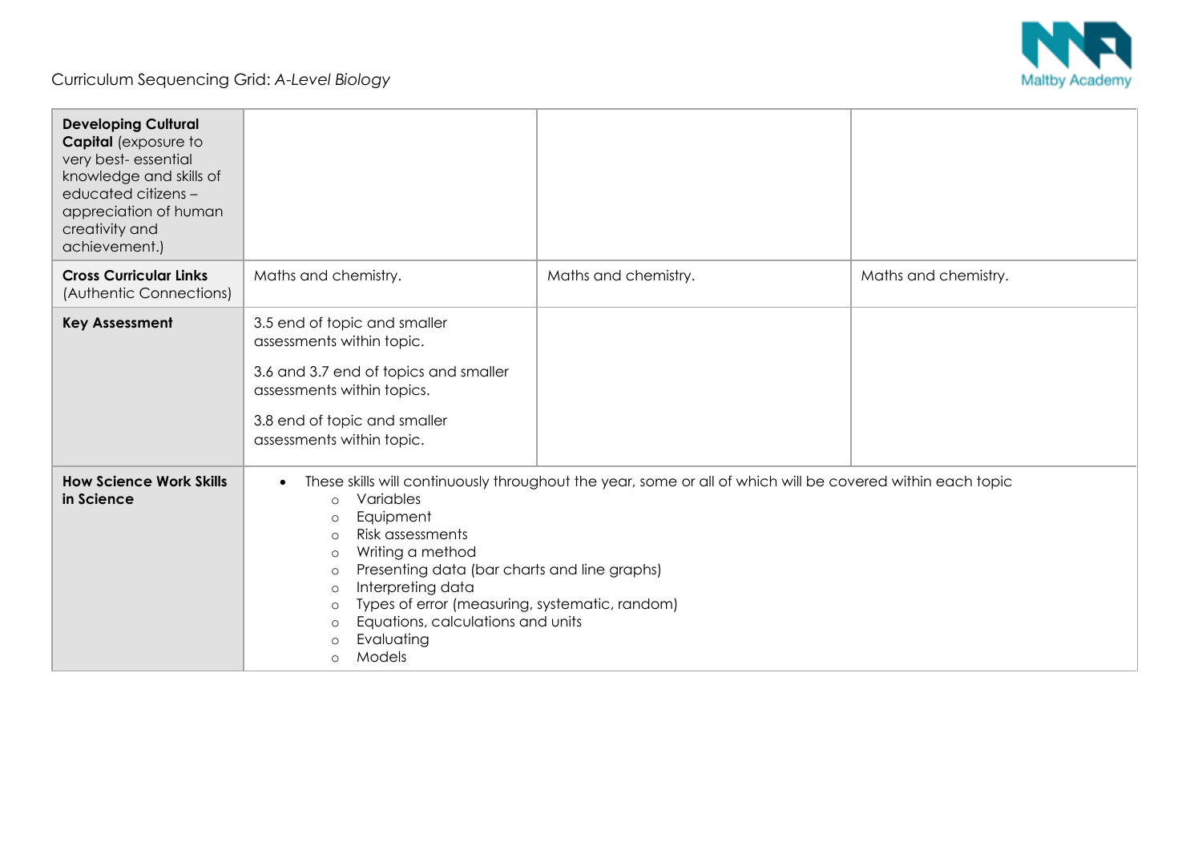| | | | |
|---|---|---|---|
| **Developing Cultural Capital** (exposure to very best- essential knowledge and skills of educated citizens – appreciation of human creativity and achievement.) | | | |
| **Cross Curricular Links** (Authentic Connections) | Maths and chemistry. | Maths and chemistry. | Maths and chemistry. |
| **Key Assessment** | 3.5 end of topic and smaller assessments within topic.<br><br>3.6 and 3.7 end of topics and smaller assessments within topics.<br><br>3.8 end of topic and smaller assessments within topic. | | |
| **How Science Work Skills in Science** | • These skills will continuously throughout the year, some or all of which will be covered within each topic<br>o Variables<br>o Equipment<br>o Risk assessments<br>o Writing a method<br>o Presenting data (bar charts and line graphs)<br>o Interpreting data<br>o Types of error (measuring, systematic, random)<br>o Equations, calculations and units<br>o Evaluating<br>o Models | | |